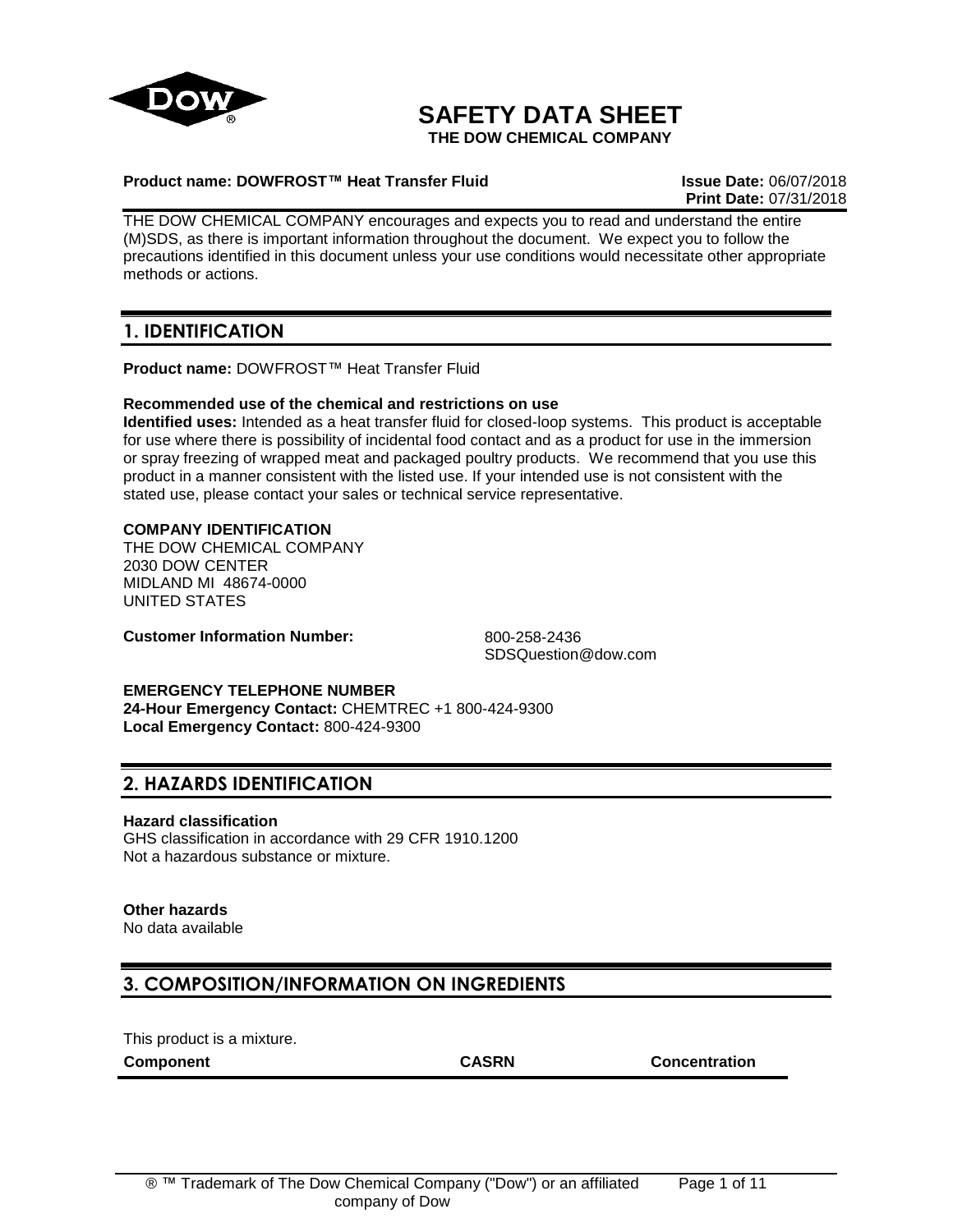# SAFETY DATA SHEET

**THE DOW CHEMICAL COMPANY**

**Product name: DOWFROST™ Heat Transfer Fluid**

**Issue Date:** 06/07/2018
**Print Date:** 07/31/2018

THE DOW CHEMICAL COMPANY encourages and expects you to read and understand the entire (M)SDS, as there is important information throughout the document. We expect you to follow the precautions identified in this document unless your use conditions would necessitate other appropriate methods or actions.

## 1. IDENTIFICATION

**Product name:** DOWFROST™ Heat Transfer Fluid

**Recommended use of the chemical and restrictions on use**

**Identified uses:** Intended as a heat transfer fluid for closed-loop systems. This product is acceptable for use where there is possibility of incidental food contact and as a product for use in the immersion or spray freezing of wrapped meat and packaged poultry products. We recommend that you use this product in a manner consistent with the listed use. If your intended use is not consistent with the stated use, please contact your sales or technical service representative.

**COMPANY IDENTIFICATION**

THE DOW CHEMICAL COMPANY
2030 DOW CENTER
MIDLAND MI 48674-0000
UNITED STATES

**Customer Information Number:** 800-258-2436
SDSQuestion@dow.com

**EMERGENCY TELEPHONE NUMBER**

**24-Hour Emergency Contact:** CHEMTREC +1 800-424-9300
**Local Emergency Contact:** 800-424-9300

## 2. HAZARDS IDENTIFICATION

**Hazard classification**

GHS classification in accordance with 29 CFR 1910.1200
Not a hazardous substance or mixture.

**Other hazards**

No data available

## 3. COMPOSITION/INFORMATION ON INGREDIENTS

This product is a mixture.

| Component | CASRN | Concentration |
| --- | --- | --- |

® ™ Trademark of The Dow Chemical Company ("Dow") or an affiliated company of Dow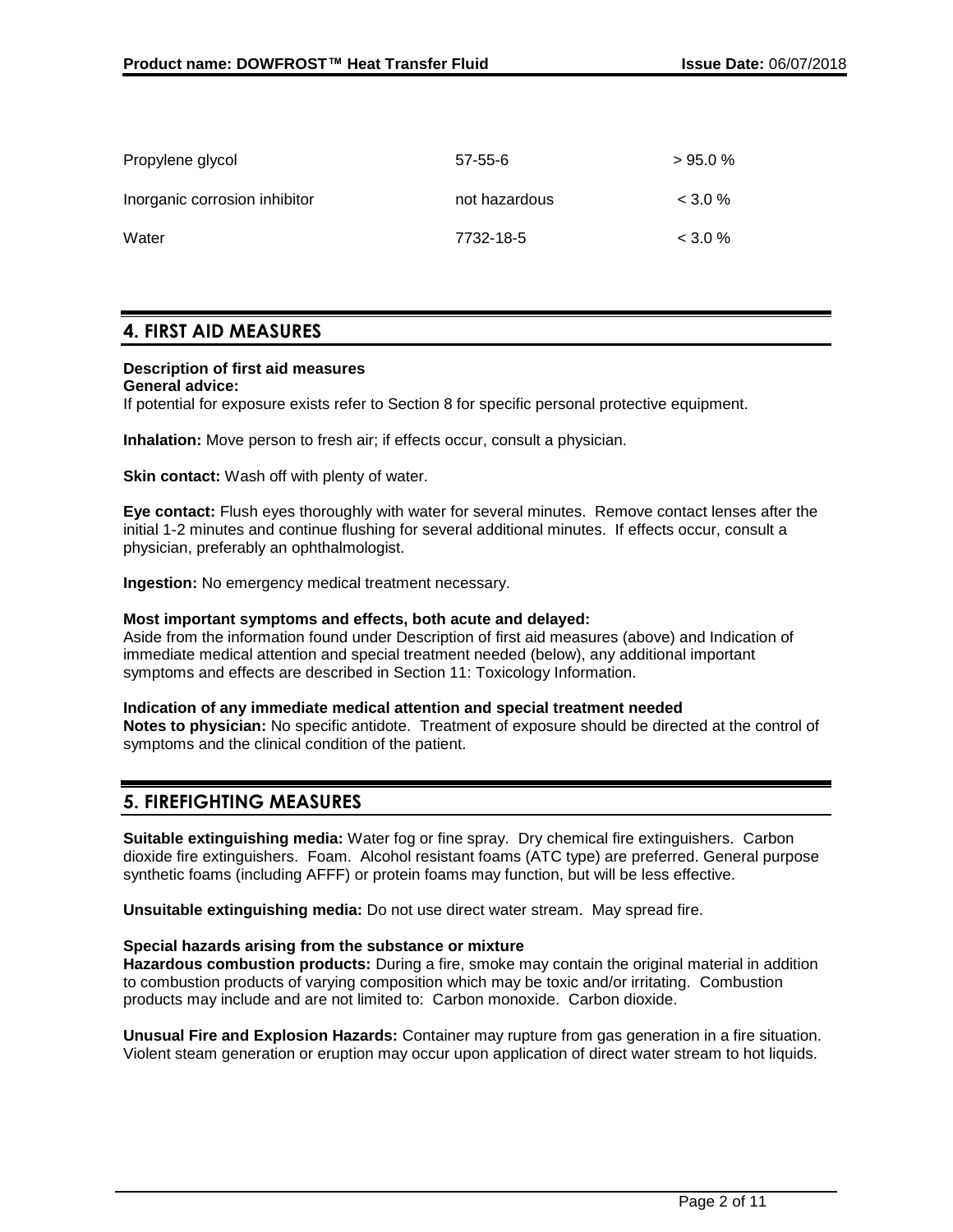| Propylene glycol | 57-55-6 | > 95.0 % |
| --- | --- | --- |
| Inorganic corrosion inhibitor | not hazardous | < 3.0 % |
| Water | 7732-18-5 | < 3.0 % |

## 4. FIRST AID MEASURES

**Description of first aid measures**
**General advice:**
If potential for exposure exists refer to Section 8 for specific personal protective equipment.

**Inhalation:** Move person to fresh air; if effects occur, consult a physician.

**Skin contact:** Wash off with plenty of water.

**Eye contact:** Flush eyes thoroughly with water for several minutes. Remove contact lenses after the initial 1-2 minutes and continue flushing for several additional minutes. If effects occur, consult a physician, preferably an ophthalmologist.

**Ingestion:** No emergency medical treatment necessary.

**Most important symptoms and effects, both acute and delayed:**
Aside from the information found under Description of first aid measures (above) and Indication of immediate medical attention and special treatment needed (below), any additional important symptoms and effects are described in Section 11: Toxicology Information.

**Indication of any immediate medical attention and special treatment needed**
**Notes to physician:** No specific antidote. Treatment of exposure should be directed at the control of symptoms and the clinical condition of the patient.

## 5. FIREFIGHTING MEASURES

**Suitable extinguishing media:** Water fog or fine spray. Dry chemical fire extinguishers. Carbon dioxide fire extinguishers. Foam. Alcohol resistant foams (ATC type) are preferred. General purpose synthetic foams (including AFFF) or protein foams may function, but will be less effective.

**Unsuitable extinguishing media:** Do not use direct water stream. May spread fire.

**Special hazards arising from the substance or mixture**
**Hazardous combustion products:** During a fire, smoke may contain the original material in addition to combustion products of varying composition which may be toxic and/or irritating. Combustion products may include and are not limited to: Carbon monoxide. Carbon dioxide.

**Unusual Fire and Explosion Hazards:** Container may rupture from gas generation in a fire situation. Violent steam generation or eruption may occur upon application of direct water stream to hot liquids.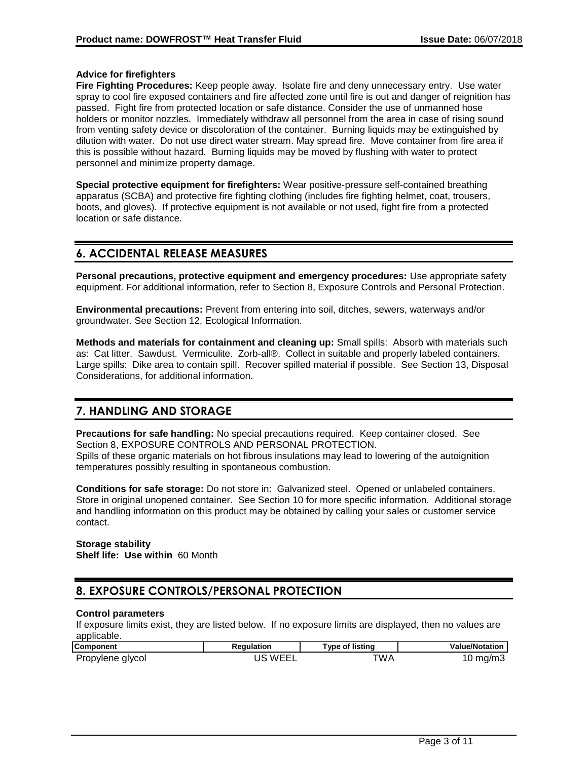**Advice for firefighters**

**Fire Fighting Procedures:** Keep people away. Isolate fire and deny unnecessary entry. Use water spray to cool fire exposed containers and fire affected zone until fire is out and danger of reignition has passed. Fight fire from protected location or safe distance. Consider the use of unmanned hose holders or monitor nozzles. Immediately withdraw all personnel from the area in case of rising sound from venting safety device or discoloration of the container. Burning liquids may be extinguished by dilution with water. Do not use direct water stream. May spread fire. Move container from fire area if this is possible without hazard. Burning liquids may be moved by flushing with water to protect personnel and minimize property damage.

**Special protective equipment for firefighters:** Wear positive-pressure self-contained breathing apparatus (SCBA) and protective fire fighting clothing (includes fire fighting helmet, coat, trousers, boots, and gloves). If protective equipment is not available or not used, fight fire from a protected location or safe distance.

## 6. ACCIDENTAL RELEASE MEASURES

**Personal precautions, protective equipment and emergency procedures:** Use appropriate safety equipment. For additional information, refer to Section 8, Exposure Controls and Personal Protection.

**Environmental precautions:** Prevent from entering into soil, ditches, sewers, waterways and/or groundwater. See Section 12, Ecological Information.

**Methods and materials for containment and cleaning up:** Small spills: Absorb with materials such as: Cat litter. Sawdust. Vermiculite. Zorb-all®. Collect in suitable and properly labeled containers. Large spills: Dike area to contain spill. Recover spilled material if possible. See Section 13, Disposal Considerations, for additional information.

## 7. HANDLING AND STORAGE

**Precautions for safe handling:** No special precautions required. Keep container closed. See Section 8, EXPOSURE CONTROLS AND PERSONAL PROTECTION.
Spills of these organic materials on hot fibrous insulations may lead to lowering of the autoignition temperatures possibly resulting in spontaneous combustion.

**Conditions for safe storage:** Do not store in: Galvanized steel. Opened or unlabeled containers. Store in original unopened container. See Section 10 for more specific information. Additional storage and handling information on this product may be obtained by calling your sales or customer service contact.

**Storage stability**
**Shelf life: Use within** 60 Month

## 8. EXPOSURE CONTROLS/PERSONAL PROTECTION

**Control parameters**
If exposure limits exist, they are listed below. If no exposure limits are displayed, then no values are applicable.

| Component | Regulation | Type of listing | Value/Notation |
|---|---|---|---|
| Propylene glycol | US WEEL | TWA | 10 mg/m3 |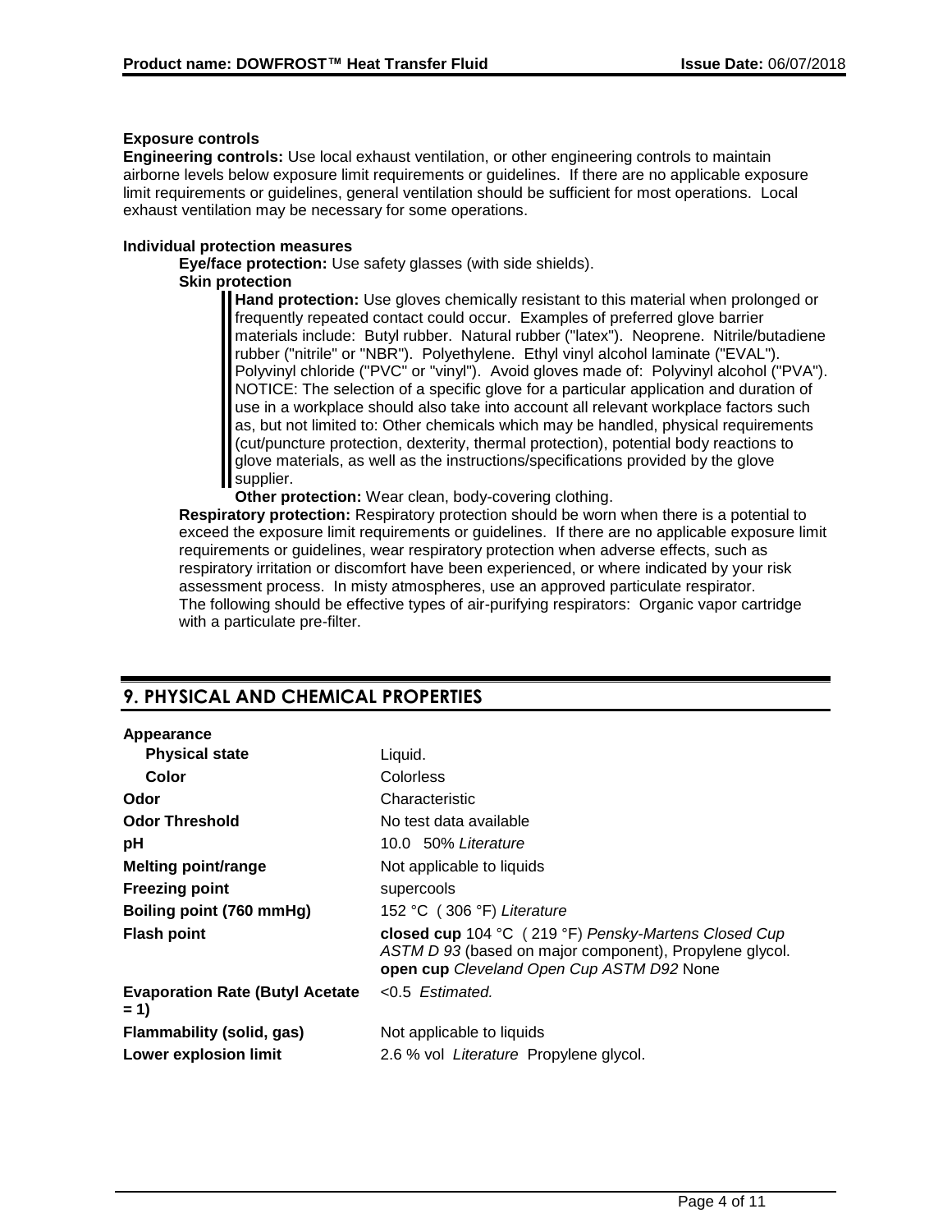**Exposure controls**

**Engineering controls:** Use local exhaust ventilation, or other engineering controls to maintain airborne levels below exposure limit requirements or guidelines. If there are no applicable exposure limit requirements or guidelines, general ventilation should be sufficient for most operations. Local exhaust ventilation may be necessary for some operations.

**Individual protection measures**

**Eye/face protection:** Use safety glasses (with side shields).

**Skin protection**

**Hand protection:** Use gloves chemically resistant to this material when prolonged or frequently repeated contact could occur. Examples of preferred glove barrier materials include: Butyl rubber. Natural rubber ("latex"). Neoprene. Nitrile/butadiene rubber ("nitrile" or "NBR"). Polyethylene. Ethyl vinyl alcohol laminate ("EVAL"). Polyvinyl chloride ("PVC" or "vinyl"). Avoid gloves made of: Polyvinyl alcohol ("PVA"). NOTICE: The selection of a specific glove for a particular application and duration of use in a workplace should also take into account all relevant workplace factors such as, but not limited to: Other chemicals which may be handled, physical requirements (cut/puncture protection, dexterity, thermal protection), potential body reactions to glove materials, as well as the instructions/specifications provided by the glove supplier.

**Other protection:** Wear clean, body-covering clothing.

**Respiratory protection:** Respiratory protection should be worn when there is a potential to exceed the exposure limit requirements or guidelines. If there are no applicable exposure limit requirements or guidelines, wear respiratory protection when adverse effects, such as respiratory irritation or discomfort have been experienced, or where indicated by your risk assessment process. In misty atmospheres, use an approved particulate respirator. The following should be effective types of air-purifying respirators: Organic vapor cartridge with a particulate pre-filter.

## 9. PHYSICAL AND CHEMICAL PROPERTIES

| | |
|---|---|
| **Appearance** | |
| **Physical state** | Liquid. |
| **Color** | Colorless |
| **Odor** | Characteristic |
| **Odor Threshold** | No test data available |
| **pH** | 10.0 50% *Literature* |
| **Melting point/range** | Not applicable to liquids |
| **Freezing point** | supercools |
| **Boiling point (760 mmHg)** | 152 °C ( 306 °F) *Literature* |
| **Flash point** | **closed cup** 104 °C ( 219 °F) *Pensky-Martens Closed Cup ASTM D 93* (based on major component), Propylene glycol. **open cup** *Cleveland Open Cup ASTM D92* None |
| **Evaporation Rate (Butyl Acetate = 1)** | <0.5 *Estimated.* |
| **Flammability (solid, gas)** | Not applicable to liquids |
| **Lower explosion limit** | 2.6 % vol *Literature* Propylene glycol. |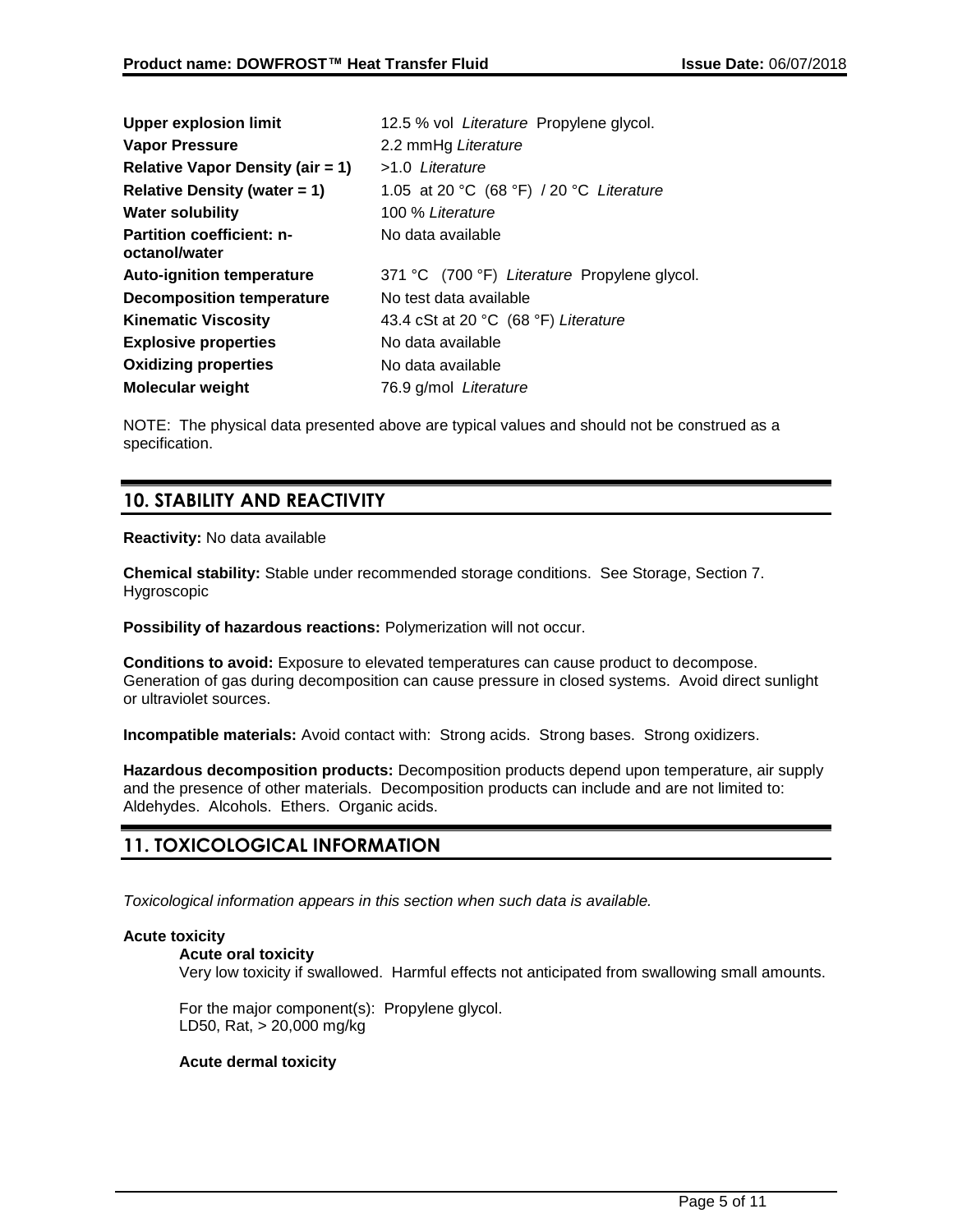| | |
|---|---|
| **Upper explosion limit** | 12.5 % vol *Literature* Propylene glycol. |
| **Vapor Pressure** | 2.2 mmHg *Literature* |
| **Relative Vapor Density (air = 1)** | >1.0 *Literature* |
| **Relative Density (water = 1)** | 1.05 at 20 °C (68 °F) / 20 °C *Literature* |
| **Water solubility** | 100 % *Literature* |
| **Partition coefficient: n-octanol/water** | No data available |
| **Auto-ignition temperature** | 371 °C (700 °F) *Literature* Propylene glycol. |
| **Decomposition temperature** | No test data available |
| **Kinematic Viscosity** | 43.4 cSt at 20 °C (68 °F) *Literature* |
| **Explosive properties** | No data available |
| **Oxidizing properties** | No data available |
| **Molecular weight** | 76.9 g/mol *Literature* |

NOTE: The physical data presented above are typical values and should not be construed as a specification.

## 10. STABILITY AND REACTIVITY

**Reactivity:** No data available

**Chemical stability:** Stable under recommended storage conditions. See Storage, Section 7. Hygroscopic

**Possibility of hazardous reactions:** Polymerization will not occur.

**Conditions to avoid:** Exposure to elevated temperatures can cause product to decompose. Generation of gas during decomposition can cause pressure in closed systems. Avoid direct sunlight or ultraviolet sources.

**Incompatible materials:** Avoid contact with: Strong acids. Strong bases. Strong oxidizers.

**Hazardous decomposition products:** Decomposition products depend upon temperature, air supply and the presence of other materials. Decomposition products can include and are not limited to: Aldehydes. Alcohols. Ethers. Organic acids.

## 11. TOXICOLOGICAL INFORMATION

*Toxicological information appears in this section when such data is available.*

**Acute toxicity**

**Acute oral toxicity**

Very low toxicity if swallowed. Harmful effects not anticipated from swallowing small amounts.

For the major component(s): Propylene glycol.
LD50, Rat, > 20,000 mg/kg

**Acute dermal toxicity**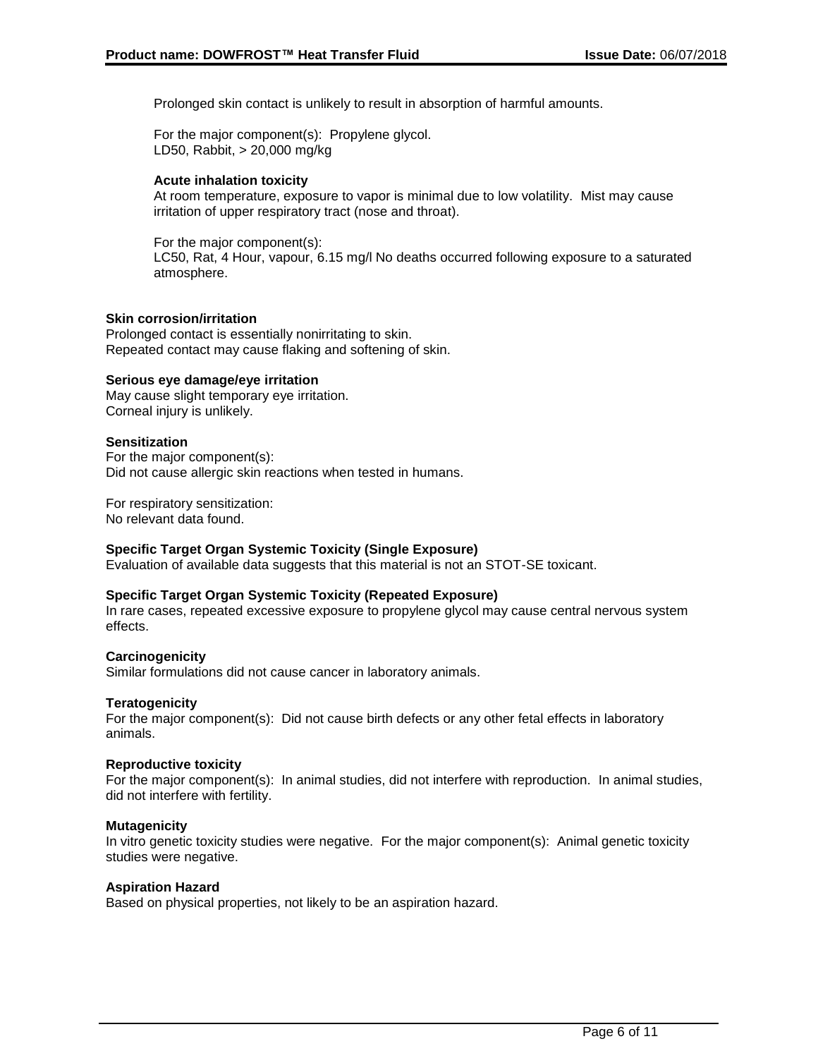Prolonged skin contact is unlikely to result in absorption of harmful amounts.

For the major component(s): Propylene glycol.
LD50, Rabbit, > 20,000 mg/kg

**Acute inhalation toxicity**
At room temperature, exposure to vapor is minimal due to low volatility. Mist may cause irritation of upper respiratory tract (nose and throat).

For the major component(s):
LC50, Rat, 4 Hour, vapour, 6.15 mg/l No deaths occurred following exposure to a saturated atmosphere.

**Skin corrosion/irritation**
Prolonged contact is essentially nonirritating to skin.
Repeated contact may cause flaking and softening of skin.

**Serious eye damage/eye irritation**
May cause slight temporary eye irritation.
Corneal injury is unlikely.

**Sensitization**
For the major component(s):
Did not cause allergic skin reactions when tested in humans.

For respiratory sensitization:
No relevant data found.

**Specific Target Organ Systemic Toxicity (Single Exposure)**
Evaluation of available data suggests that this material is not an STOT-SE toxicant.

**Specific Target Organ Systemic Toxicity (Repeated Exposure)**
In rare cases, repeated excessive exposure to propylene glycol may cause central nervous system effects.

**Carcinogenicity**
Similar formulations did not cause cancer in laboratory animals.

**Teratogenicity**
For the major component(s): Did not cause birth defects or any other fetal effects in laboratory animals.

**Reproductive toxicity**
For the major component(s): In animal studies, did not interfere with reproduction. In animal studies, did not interfere with fertility.

**Mutagenicity**
In vitro genetic toxicity studies were negative. For the major component(s): Animal genetic toxicity studies were negative.

**Aspiration Hazard**
Based on physical properties, not likely to be an aspiration hazard.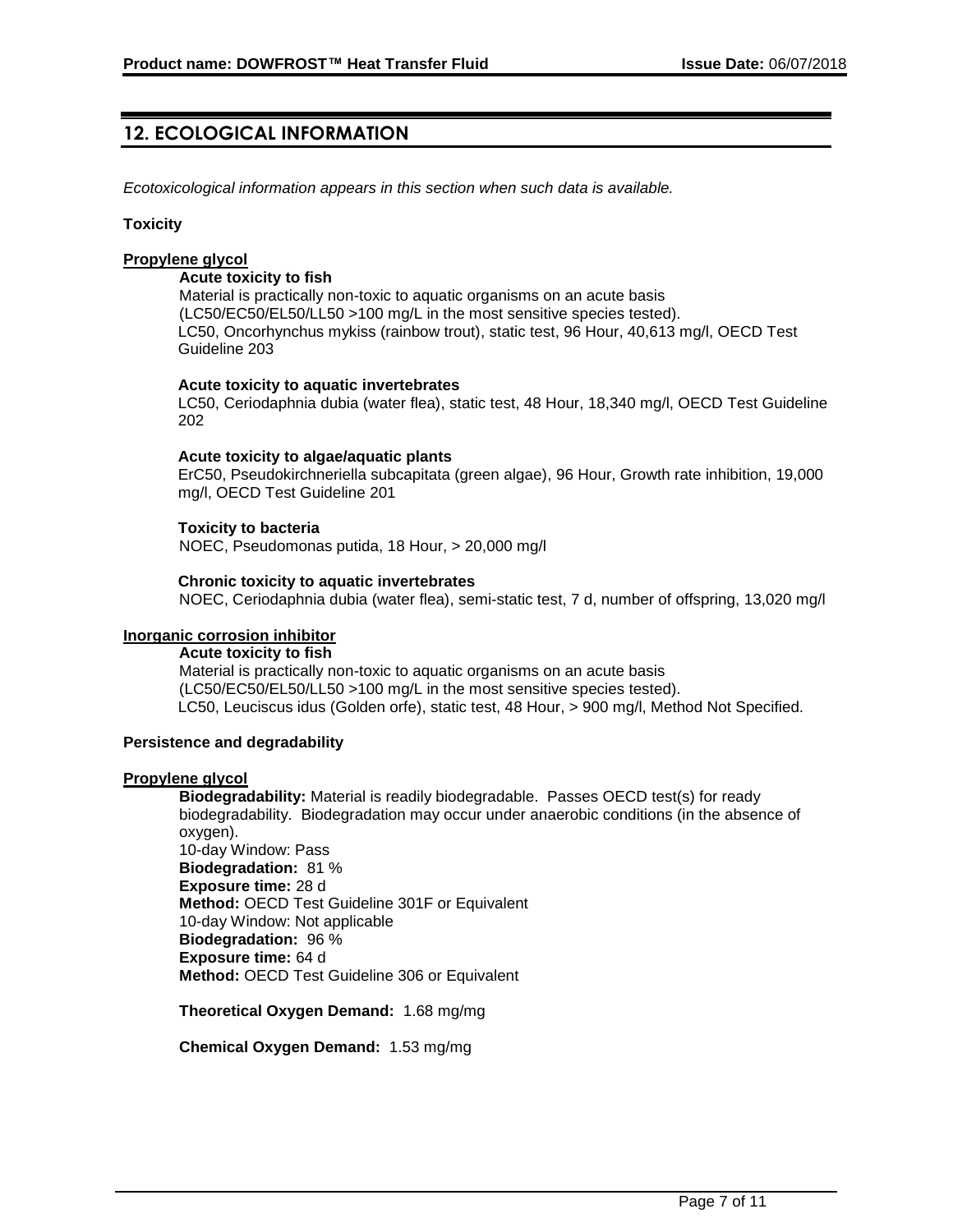## 12. ECOLOGICAL INFORMATION

*Ecotoxicological information appears in this section when such data is available.*

**Toxicity**

**Propylene glycol**

**Acute toxicity to fish**

Material is practically non-toxic to aquatic organisms on an acute basis (LC50/EC50/EL50/LL50 >100 mg/L in the most sensitive species tested).
LC50, Oncorhynchus mykiss (rainbow trout), static test, 96 Hour, 40,613 mg/l, OECD Test Guideline 203

**Acute toxicity to aquatic invertebrates**

LC50, Ceriodaphnia dubia (water flea), static test, 48 Hour, 18,340 mg/l, OECD Test Guideline 202

**Acute toxicity to algae/aquatic plants**

ErC50, Pseudokirchneriella subcapitata (green algae), 96 Hour, Growth rate inhibition, 19,000 mg/l, OECD Test Guideline 201

**Toxicity to bacteria**

NOEC, Pseudomonas putida, 18 Hour, > 20,000 mg/l

**Chronic toxicity to aquatic invertebrates**

NOEC, Ceriodaphnia dubia (water flea), semi-static test, 7 d, number of offspring, 13,020 mg/l

**Inorganic corrosion inhibitor**

**Acute toxicity to fish**

Material is practically non-toxic to aquatic organisms on an acute basis (LC50/EC50/EL50/LL50 >100 mg/L in the most sensitive species tested).
LC50, Leuciscus idus (Golden orfe), static test, 48 Hour, > 900 mg/l, Method Not Specified.

**Persistence and degradability**

**Propylene glycol**

**Biodegradability:** Material is readily biodegradable. Passes OECD test(s) for ready biodegradability. Biodegradation may occur under anaerobic conditions (in the absence of oxygen).
10-day Window: Pass
**Biodegradation:** 81 %
**Exposure time:** 28 d
**Method:** OECD Test Guideline 301F or Equivalent
10-day Window: Not applicable
**Biodegradation:** 96 %
**Exposure time:** 64 d
**Method:** OECD Test Guideline 306 or Equivalent

**Theoretical Oxygen Demand:** 1.68 mg/mg

**Chemical Oxygen Demand:** 1.53 mg/mg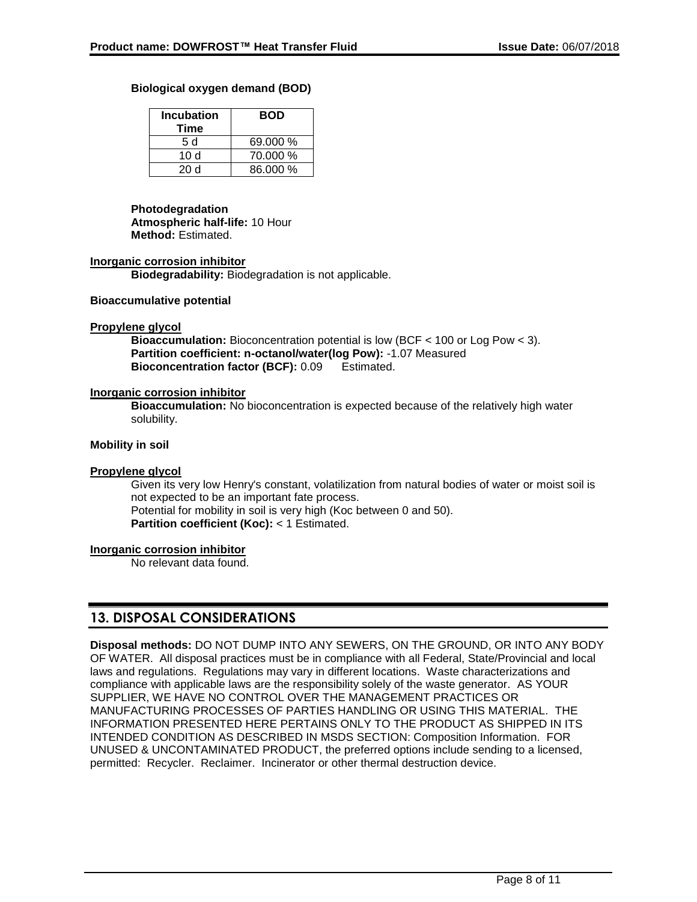**Biological oxygen demand (BOD)**

| Incubation Time | BOD |
|---|---|
| 5 d | 69.000 % |
| 10 d | 70.000 % |
| 20 d | 86.000 % |

**Photodegradation**
**Atmospheric half-life:** 10 Hour
**Method:** Estimated.

**Inorganic corrosion inhibitor**
**Biodegradability:** Biodegradation is not applicable.

**Bioaccumulative potential**

**Propylene glycol**
**Bioaccumulation:** Bioconcentration potential is low (BCF < 100 or Log Pow < 3).
**Partition coefficient: n-octanol/water(log Pow):** -1.07 Measured
**Bioconcentration factor (BCF):** 0.09 Estimated.

**Inorganic corrosion inhibitor**
**Bioaccumulation:** No bioconcentration is expected because of the relatively high water solubility.

**Mobility in soil**

**Propylene glycol**
Given its very low Henry's constant, volatilization from natural bodies of water or moist soil is not expected to be an important fate process.
Potential for mobility in soil is very high (Koc between 0 and 50).
**Partition coefficient (Koc):** < 1 Estimated.

**Inorganic corrosion inhibitor**
No relevant data found.

## 13. DISPOSAL CONSIDERATIONS

**Disposal methods:** DO NOT DUMP INTO ANY SEWERS, ON THE GROUND, OR INTO ANY BODY OF WATER. All disposal practices must be in compliance with all Federal, State/Provincial and local laws and regulations. Regulations may vary in different locations. Waste characterizations and compliance with applicable laws are the responsibility solely of the waste generator. AS YOUR SUPPLIER, WE HAVE NO CONTROL OVER THE MANAGEMENT PRACTICES OR MANUFACTURING PROCESSES OF PARTIES HANDLING OR USING THIS MATERIAL. THE INFORMATION PRESENTED HERE PERTAINS ONLY TO THE PRODUCT AS SHIPPED IN ITS INTENDED CONDITION AS DESCRIBED IN MSDS SECTION: Composition Information. FOR UNUSED & UNCONTAMINATED PRODUCT, the preferred options include sending to a licensed, permitted: Recycler. Reclaimer. Incinerator or other thermal destruction device.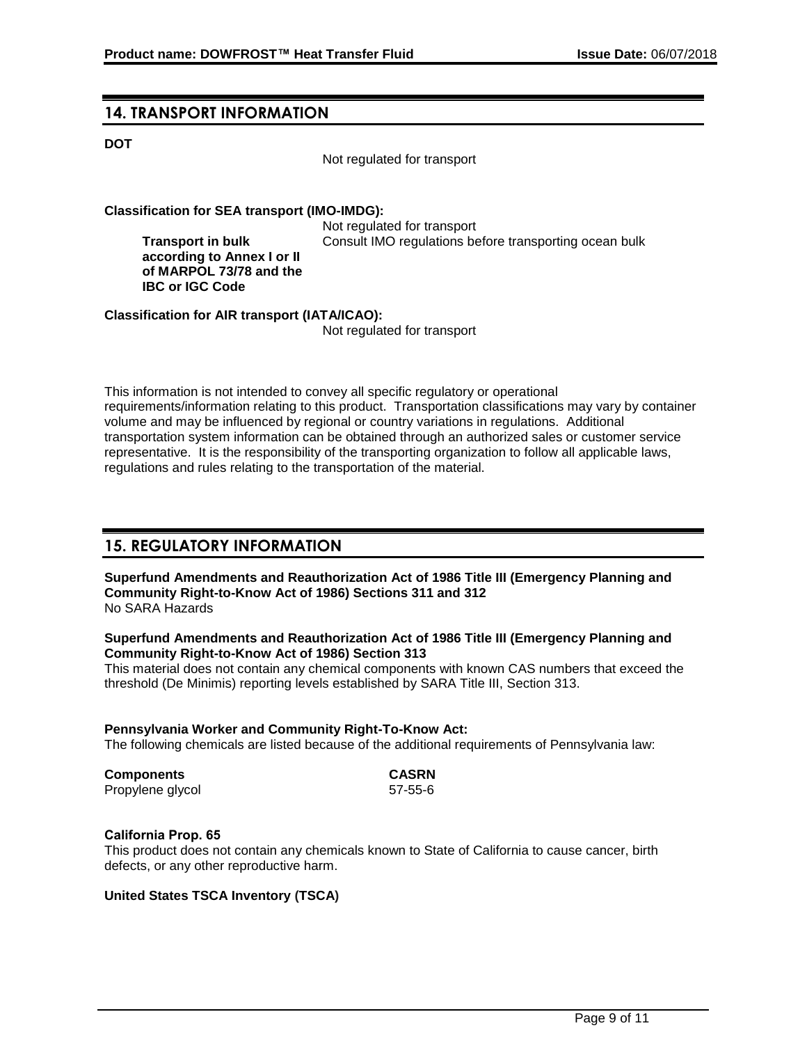## 14. TRANSPORT INFORMATION

**DOT**

Not regulated for transport

**Classification for SEA transport (IMO-IMDG):**

Not regulated for transport

**Transport in bulk according to Annex I or II of MARPOL 73/78 and the IBC or IGC Code**
Consult IMO regulations before transporting ocean bulk

**Classification for AIR transport (IATA/ICAO):**

Not regulated for transport

This information is not intended to convey all specific regulatory or operational requirements/information relating to this product. Transportation classifications may vary by container volume and may be influenced by regional or country variations in regulations. Additional transportation system information can be obtained through an authorized sales or customer service representative. It is the responsibility of the transporting organization to follow all applicable laws, regulations and rules relating to the transportation of the material.

## 15. REGULATORY INFORMATION

**Superfund Amendments and Reauthorization Act of 1986 Title III (Emergency Planning and Community Right-to-Know Act of 1986) Sections 311 and 312**
No SARA Hazards

**Superfund Amendments and Reauthorization Act of 1986 Title III (Emergency Planning and Community Right-to-Know Act of 1986) Section 313**
This material does not contain any chemical components with known CAS numbers that exceed the threshold (De Minimis) reporting levels established by SARA Title III, Section 313.

**Pennsylvania Worker and Community Right-To-Know Act:**
The following chemicals are listed because of the additional requirements of Pennsylvania law:

| Components | CASRN |
| --- | --- |
| Propylene glycol | 57-55-6 |

**California Prop. 65**
This product does not contain any chemicals known to State of California to cause cancer, birth defects, or any other reproductive harm.

**United States TSCA Inventory (TSCA)**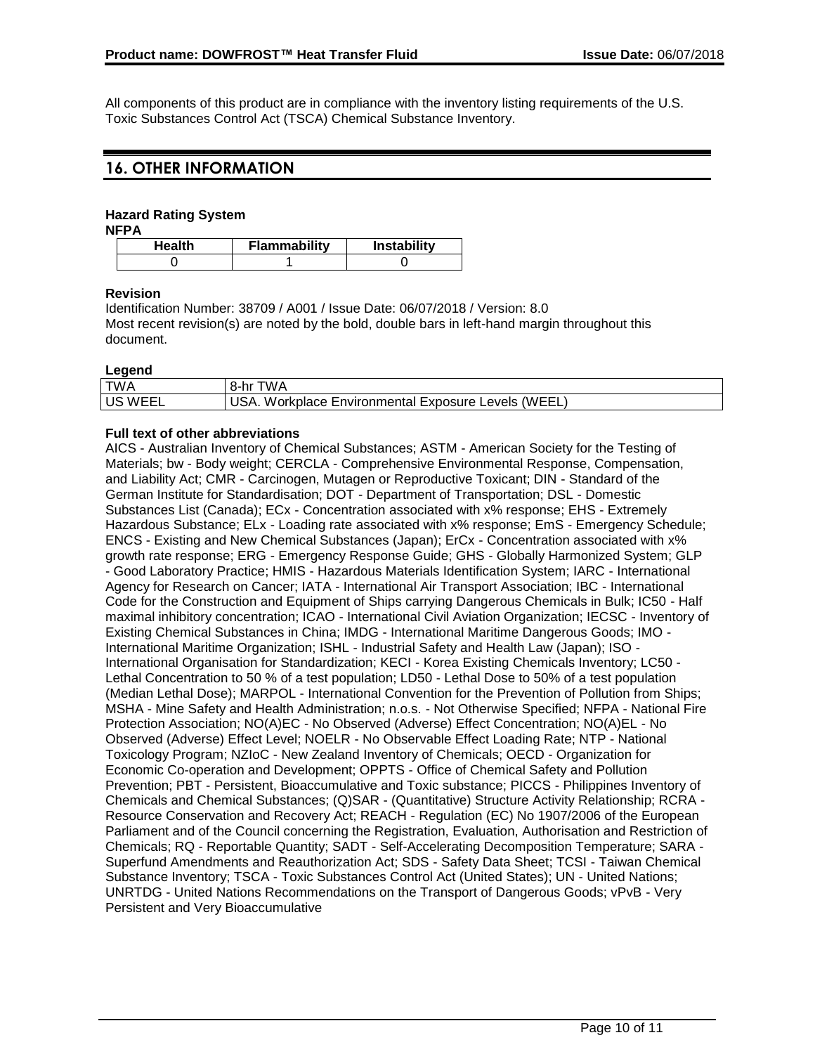All components of this product are in compliance with the inventory listing requirements of the U.S. Toxic Substances Control Act (TSCA) Chemical Substance Inventory.

## 16. OTHER INFORMATION

### Hazard Rating System

**NFPA**

| Health | Flammability | Instability |
|---|---|---|
| 0 | 1 | 0 |

### Revision

Identification Number: 38709 / A001 / Issue Date: 06/07/2018 / Version: 8.0
Most recent revision(s) are noted by the bold, double bars in left-hand margin throughout this document.

### Legend

| | |
|---|---|
| TWA | 8-hr TWA |
| US WEEL | USA. Workplace Environmental Exposure Levels (WEEL) |

### Full text of other abbreviations

AICS - Australian Inventory of Chemical Substances; ASTM - American Society for the Testing of Materials; bw - Body weight; CERCLA - Comprehensive Environmental Response, Compensation, and Liability Act; CMR - Carcinogen, Mutagen or Reproductive Toxicant; DIN - Standard of the German Institute for Standardisation; DOT - Department of Transportation; DSL - Domestic Substances List (Canada); ECx - Concentration associated with x% response; EHS - Extremely Hazardous Substance; ELx - Loading rate associated with x% response; EmS - Emergency Schedule; ENCS - Existing and New Chemical Substances (Japan); ErCx - Concentration associated with x% growth rate response; ERG - Emergency Response Guide; GHS - Globally Harmonized System; GLP - Good Laboratory Practice; HMIS - Hazardous Materials Identification System; IARC - International Agency for Research on Cancer; IATA - International Air Transport Association; IBC - International Code for the Construction and Equipment of Ships carrying Dangerous Chemicals in Bulk; IC50 - Half maximal inhibitory concentration; ICAO - International Civil Aviation Organization; IECSC - Inventory of Existing Chemical Substances in China; IMDG - International Maritime Dangerous Goods; IMO - International Maritime Organization; ISHL - Industrial Safety and Health Law (Japan); ISO - International Organisation for Standardization; KECI - Korea Existing Chemicals Inventory; LC50 - Lethal Concentration to 50 % of a test population; LD50 - Lethal Dose to 50% of a test population (Median Lethal Dose); MARPOL - International Convention for the Prevention of Pollution from Ships; MSHA - Mine Safety and Health Administration; n.o.s. - Not Otherwise Specified; NFPA - National Fire Protection Association; NO(A)EC - No Observed (Adverse) Effect Concentration; NO(A)EL - No Observed (Adverse) Effect Level; NOELR - No Observable Effect Loading Rate; NTP - National Toxicology Program; NZIoC - New Zealand Inventory of Chemicals; OECD - Organization for Economic Co-operation and Development; OPPTS - Office of Chemical Safety and Pollution Prevention; PBT - Persistent, Bioaccumulative and Toxic substance; PICCS - Philippines Inventory of Chemicals and Chemical Substances; (Q)SAR - (Quantitative) Structure Activity Relationship; RCRA - Resource Conservation and Recovery Act; REACH - Regulation (EC) No 1907/2006 of the European Parliament and of the Council concerning the Registration, Evaluation, Authorisation and Restriction of Chemicals; RQ - Reportable Quantity; SADT - Self-Accelerating Decomposition Temperature; SARA - Superfund Amendments and Reauthorization Act; SDS - Safety Data Sheet; TCSI - Taiwan Chemical Substance Inventory; TSCA - Toxic Substances Control Act (United States); UN - United Nations; UNRTDG - United Nations Recommendations on the Transport of Dangerous Goods; vPvB - Very Persistent and Very Bioaccumulative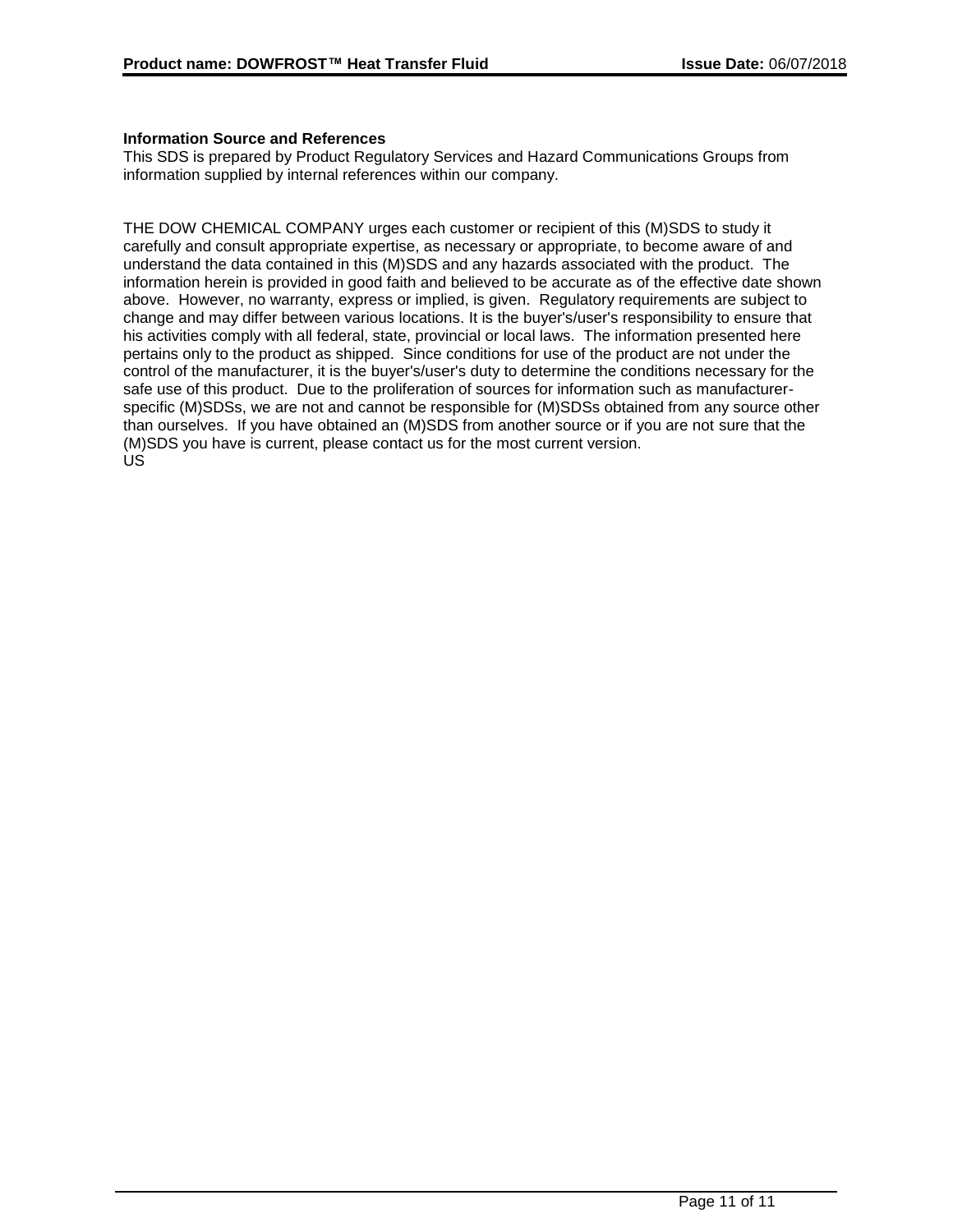**Information Source and References**

This SDS is prepared by Product Regulatory Services and Hazard Communications Groups from information supplied by internal references within our company.

THE DOW CHEMICAL COMPANY urges each customer or recipient of this (M)SDS to study it carefully and consult appropriate expertise, as necessary or appropriate, to become aware of and understand the data contained in this (M)SDS and any hazards associated with the product. The information herein is provided in good faith and believed to be accurate as of the effective date shown above. However, no warranty, express or implied, is given. Regulatory requirements are subject to change and may differ between various locations. It is the buyer's/user's responsibility to ensure that his activities comply with all federal, state, provincial or local laws. The information presented here pertains only to the product as shipped. Since conditions for use of the product are not under the control of the manufacturer, it is the buyer's/user's duty to determine the conditions necessary for the safe use of this product. Due to the proliferation of sources for information such as manufacturer-specific (M)SDSs, we are not and cannot be responsible for (M)SDSs obtained from any source other than ourselves. If you have obtained an (M)SDS from another source or if you are not sure that the (M)SDS you have is current, please contact us for the most current version.
US